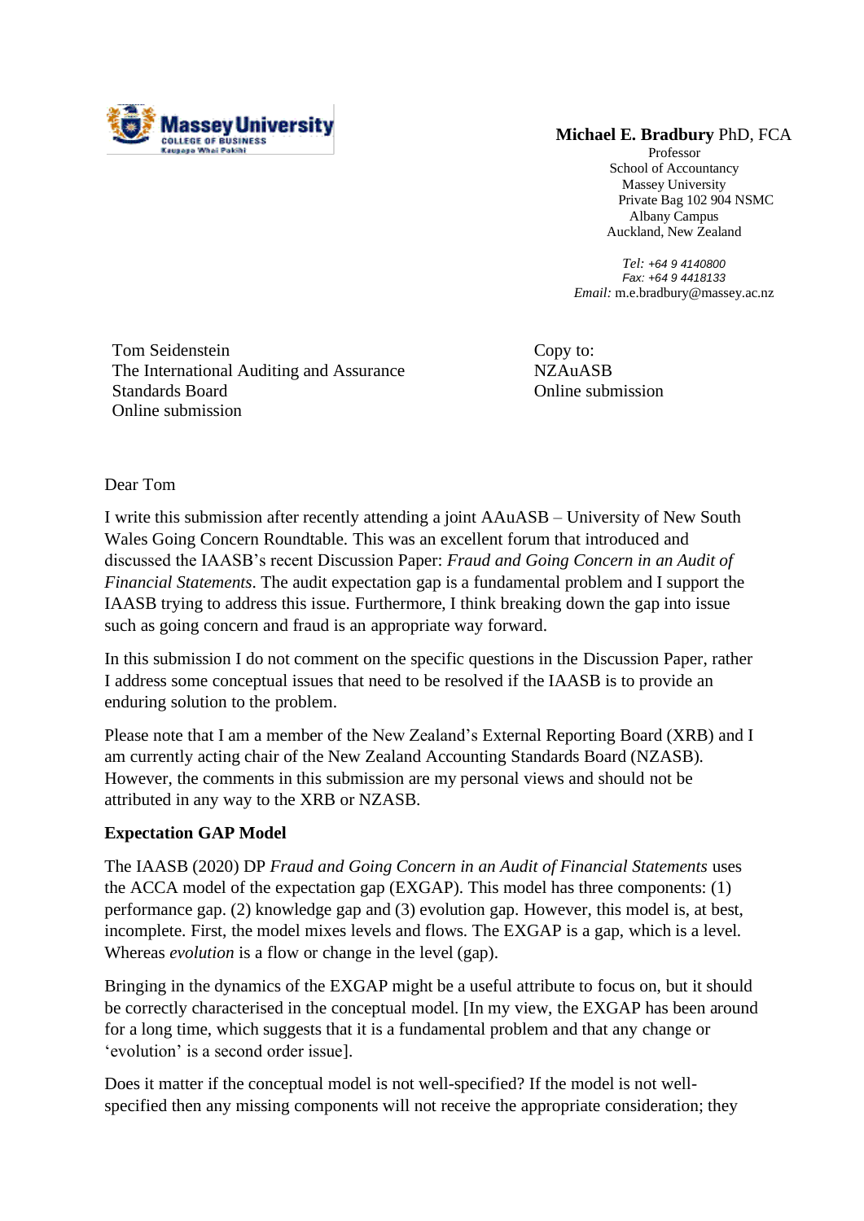**Michael E. Bradbury** PhD, FCA
Professor
School of Accountancy
Massey University
Private Bag 102 904 NSMC
Albany Campus
Auckland, New Zealand

*Tel:* +64 9 4140800
*Fax:* +64 9 4418133
*Email:* m.e.bradbury@massey.ac.nz

Tom Seidenstein
The International Auditing and Assurance Standards Board
Online submission

Copy to:
NZAuASB
Online submission

Dear Tom

I write this submission after recently attending a joint AAuASB – University of New South Wales Going Concern Roundtable. This was an excellent forum that introduced and discussed the IAASB's recent Discussion Paper: *Fraud and Going Concern in an Audit of Financial Statements*. The audit expectation gap is a fundamental problem and I support the IAASB trying to address this issue. Furthermore, I think breaking down the gap into issue such as going concern and fraud is an appropriate way forward.

In this submission I do not comment on the specific questions in the Discussion Paper, rather I address some conceptual issues that need to be resolved if the IAASB is to provide an enduring solution to the problem.

Please note that I am a member of the New Zealand's External Reporting Board (XRB) and I am currently acting chair of the New Zealand Accounting Standards Board (NZASB). However, the comments in this submission are my personal views and should not be attributed in any way to the XRB or NZASB.

**Expectation GAP Model**

The IAASB (2020) DP *Fraud and Going Concern in an Audit of Financial Statements* uses the ACCA model of the expectation gap (EXGAP). This model has three components: (1) performance gap. (2) knowledge gap and (3) evolution gap. However, this model is, at best, incomplete. First, the model mixes levels and flows. The EXGAP is a gap, which is a level. Whereas *evolution* is a flow or change in the level (gap).

Bringing in the dynamics of the EXGAP might be a useful attribute to focus on, but it should be correctly characterised in the conceptual model. [In my view, the EXGAP has been around for a long time, which suggests that it is a fundamental problem and that any change or 'evolution' is a second order issue].

Does it matter if the conceptual model is not well-specified? If the model is not well-specified then any missing components will not receive the appropriate consideration; they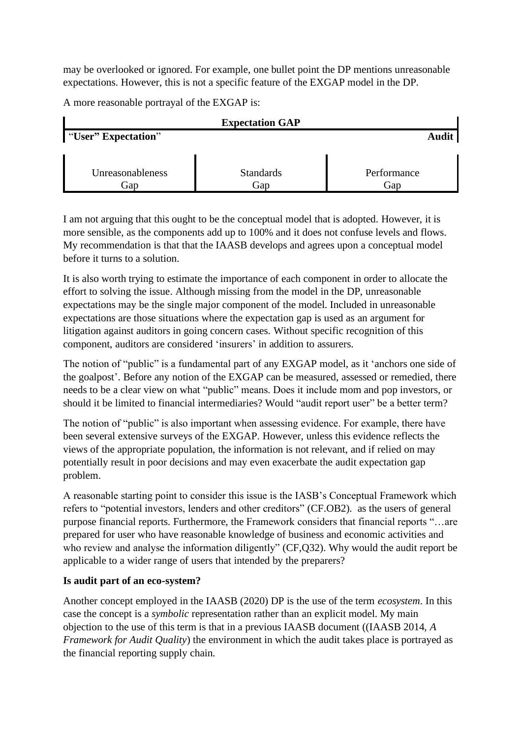may be overlooked or ignored. For example, one bullet point the DP mentions unreasonable expectations. However, this is not a specific feature of the EXGAP model in the DP.

A more reasonable portrayal of the EXGAP is:

| Expectation GAP | | |
|---|---|---|
| "**User" Expectation**" | | **Audit** |
| Unreasonableness Gap | Standards Gap | Performance Gap |

I am not arguing that this ought to be the conceptual model that is adopted. However, it is more sensible, as the components add up to 100% and it does not confuse levels and flows. My recommendation is that that the IAASB develops and agrees upon a conceptual model before it turns to a solution.

It is also worth trying to estimate the importance of each component in order to allocate the effort to solving the issue. Although missing from the model in the DP, unreasonable expectations may be the single major component of the model. Included in unreasonable expectations are those situations where the expectation gap is used as an argument for litigation against auditors in going concern cases. Without specific recognition of this component, auditors are considered 'insurers' in addition to assurers.

The notion of "public" is a fundamental part of any EXGAP model, as it 'anchors one side of the goalpost'. Before any notion of the EXGAP can be measured, assessed or remedied, there needs to be a clear view on what "public" means. Does it include mom and pop investors, or should it be limited to financial intermediaries? Would "audit report user" be a better term?

The notion of "public" is also important when assessing evidence. For example, there have been several extensive surveys of the EXGAP. However, unless this evidence reflects the views of the appropriate population, the information is not relevant, and if relied on may potentially result in poor decisions and may even exacerbate the audit expectation gap problem.

A reasonable starting point to consider this issue is the IASB's Conceptual Framework which refers to "potential investors, lenders and other creditors" (CF.OB2). as the users of general purpose financial reports. Furthermore, the Framework considers that financial reports "…are prepared for user who have reasonable knowledge of business and economic activities and who review and analyse the information diligently" (CF,Q32). Why would the audit report be applicable to a wider range of users that intended by the preparers?

**Is audit part of an eco-system?**

Another concept employed in the IAASB (2020) DP is the use of the term *ecosystem*. In this case the concept is a *symbolic* representation rather than an explicit model. My main objection to the use of this term is that in a previous IAASB document ((IAASB 2014, *A Framework for Audit Quality*) the environment in which the audit takes place is portrayed as the financial reporting supply chain.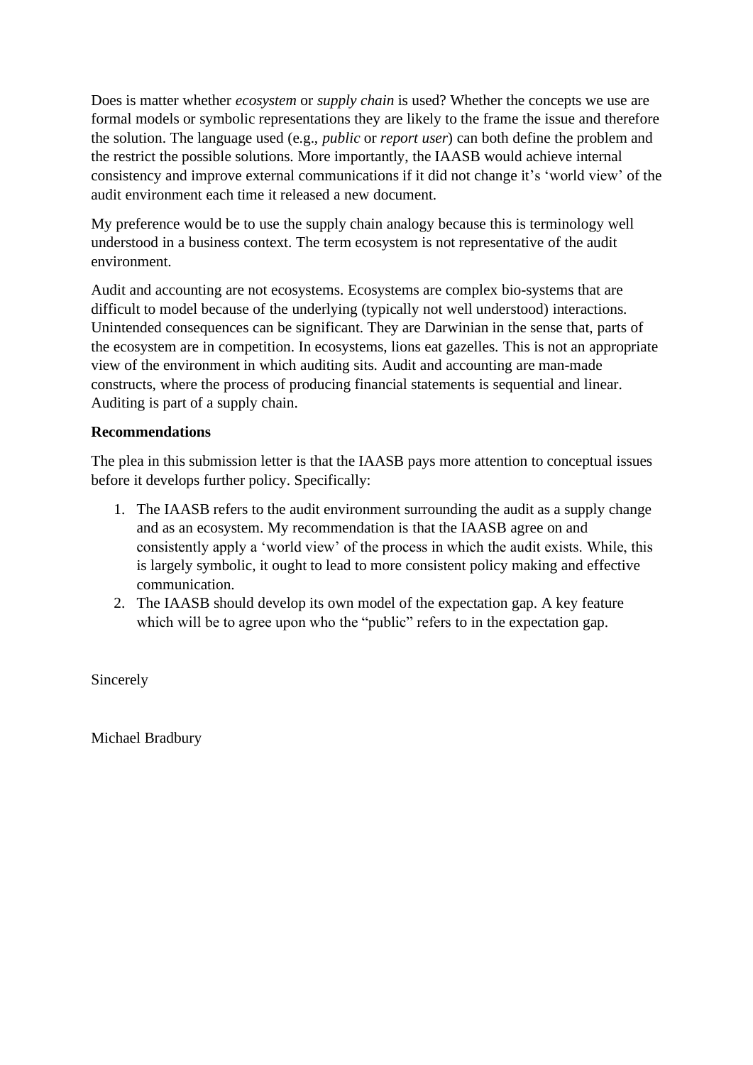Does is matter whether *ecosystem* or *supply chain* is used? Whether the concepts we use are formal models or symbolic representations they are likely to the frame the issue and therefore the solution. The language used (e.g., *public* or *report user*) can both define the problem and the restrict the possible solutions. More importantly, the IAASB would achieve internal consistency and improve external communications if it did not change it's 'world view' of the audit environment each time it released a new document.

My preference would be to use the supply chain analogy because this is terminology well understood in a business context. The term ecosystem is not representative of the audit environment.

Audit and accounting are not ecosystems. Ecosystems are complex bio-systems that are difficult to model because of the underlying (typically not well understood) interactions. Unintended consequences can be significant. They are Darwinian in the sense that, parts of the ecosystem are in competition. In ecosystems, lions eat gazelles. This is not an appropriate view of the environment in which auditing sits. Audit and accounting are man-made constructs, where the process of producing financial statements is sequential and linear. Auditing is part of a supply chain.

**Recommendations**

The plea in this submission letter is that the IAASB pays more attention to conceptual issues before it develops further policy. Specifically:

1. The IAASB refers to the audit environment surrounding the audit as a supply change and as an ecosystem. My recommendation is that the IAASB agree on and consistently apply a 'world view' of the process in which the audit exists. While, this is largely symbolic, it ought to lead to more consistent policy making and effective communication.
2. The IAASB should develop its own model of the expectation gap. A key feature which will be to agree upon who the "public" refers to in the expectation gap.

Sincerely

Michael Bradbury